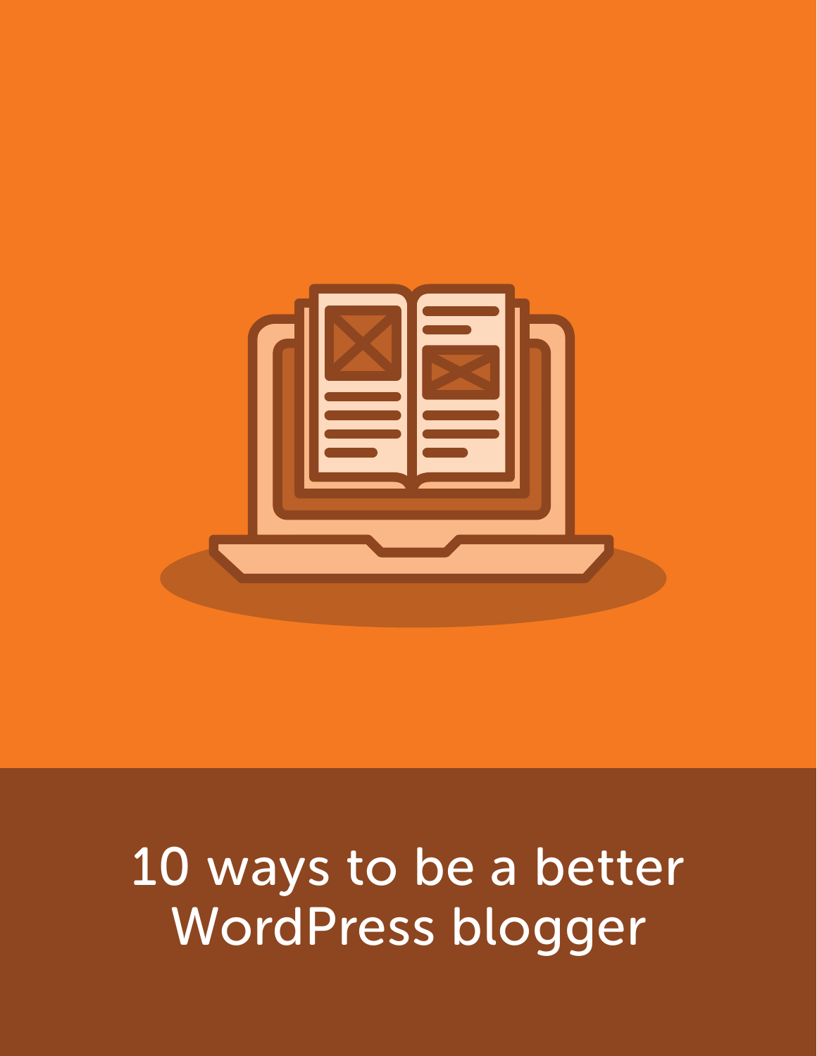# 10 ways to be a better WordPress blogger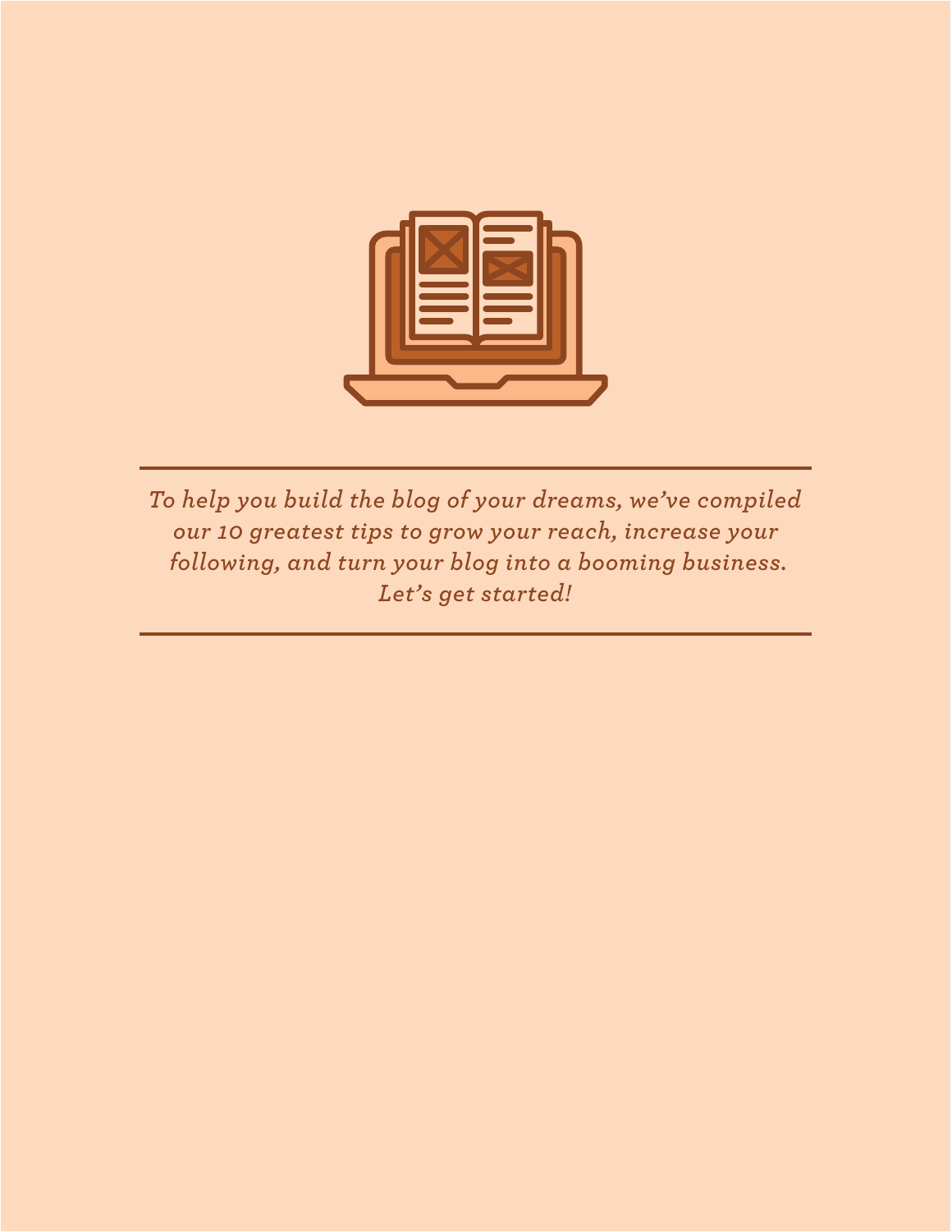---

*To help you build the blog of your dreams, we've compiled our 10 greatest tips to grow your reach, increase your following, and turn your blog into a booming business. Let's get started!*

---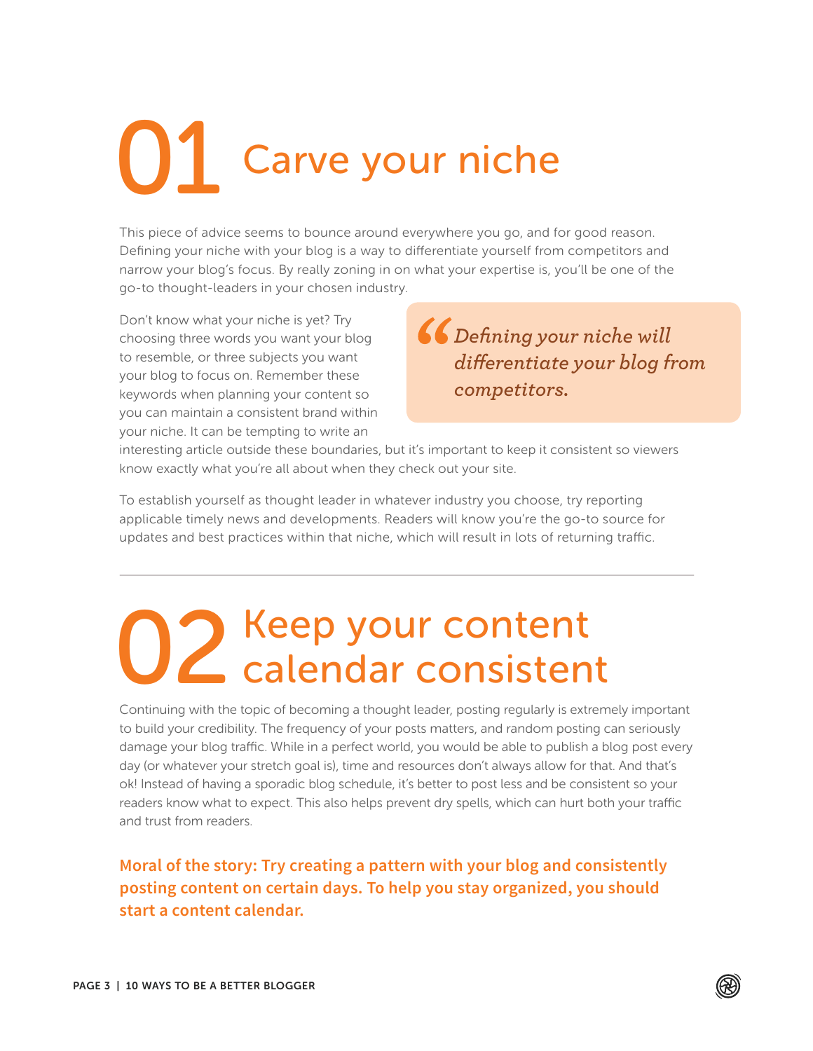# 01 Carve your niche

This piece of advice seems to bounce around everywhere you go, and for good reason. Defining your niche with your blog is a way to differentiate yourself from competitors and narrow your blog's focus. By really zoning in on what your expertise is, you'll be one of the go-to thought-leaders in your chosen industry.

> *"Defining your niche will differentiate your blog from competitors.*

Don't know what your niche is yet? Try choosing three words you want your blog to resemble, or three subjects you want your blog to focus on. Remember these keywords when planning your content so you can maintain a consistent brand within your niche. It can be tempting to write an interesting article outside these boundaries, but it's important to keep it consistent so viewers know exactly what you're all about when they check out your site.

To establish yourself as thought leader in whatever industry you choose, try reporting applicable timely news and developments. Readers will know you're the go-to source for updates and best practices within that niche, which will result in lots of returning traffic.

---

# 02 Keep your content calendar consistent

Continuing with the topic of becoming a thought leader, posting regularly is extremely important to build your credibility. The frequency of your posts matters, and random posting can seriously damage your blog traffic. While in a perfect world, you would be able to publish a blog post every day (or whatever your stretch goal is), time and resources don't always allow for that. And that's ok! Instead of having a sporadic blog schedule, it's better to post less and be consistent so your readers know what to expect. This also helps prevent dry spells, which can hurt both your traffic and trust from readers.

**Moral of the story: Try creating a pattern with your blog and consistently posting content on certain days. To help you stay organized, you should start a content calendar.**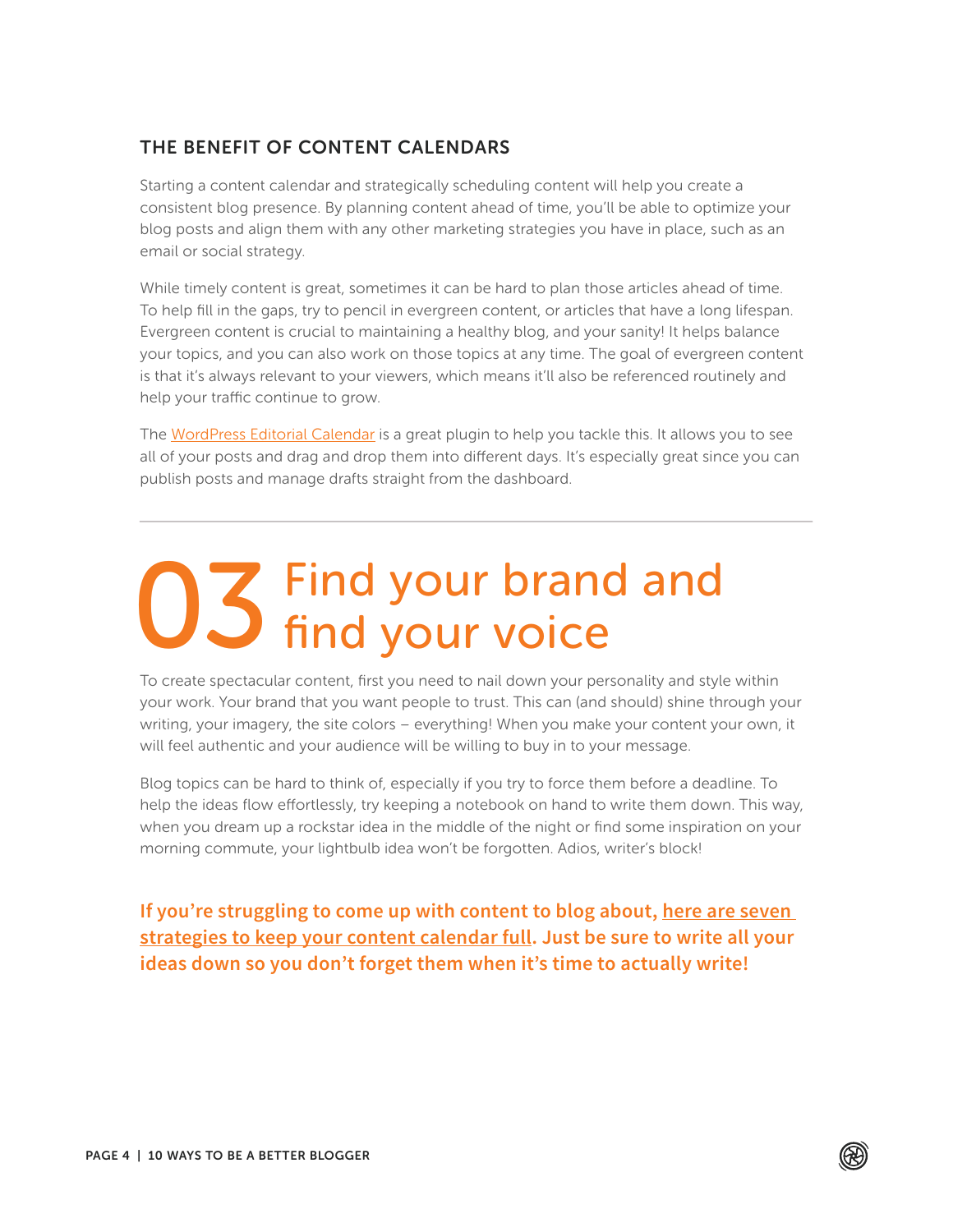### THE BENEFIT OF CONTENT CALENDARS

Starting a content calendar and strategically scheduling content will help you create a consistent blog presence. By planning content ahead of time, you'll be able to optimize your blog posts and align them with any other marketing strategies you have in place, such as an email or social strategy.

While timely content is great, sometimes it can be hard to plan those articles ahead of time. To help fill in the gaps, try to pencil in evergreen content, or articles that have a long lifespan. Evergreen content is crucial to maintaining a healthy blog, and your sanity! It helps balance your topics, and you can also work on those topics at any time. The goal of evergreen content is that it's always relevant to your viewers, which means it'll also be referenced routinely and help your traffic continue to grow.

The WordPress Editorial Calendar is a great plugin to help you tackle this. It allows you to see all of your posts and drag and drop them into different days. It's especially great since you can publish posts and manage drafts straight from the dashboard.

---

## 03 Find your brand and find your voice

To create spectacular content, first you need to nail down your personality and style within your work. Your brand that you want people to trust. This can (and should) shine through your writing, your imagery, the site colors – everything! When you make your content your own, it will feel authentic and your audience will be willing to buy in to your message.

Blog topics can be hard to think of, especially if you try to force them before a deadline. To help the ideas flow effortlessly, try keeping a notebook on hand to write them down. This way, when you dream up a rockstar idea in the middle of the night or find some inspiration on your morning commute, your lightbulb idea won't be forgotten. Adios, writer's block!

**If you're struggling to come up with content to blog about, here are seven strategies to keep your content calendar full. Just be sure to write all your ideas down so you don't forget them when it's time to actually write!**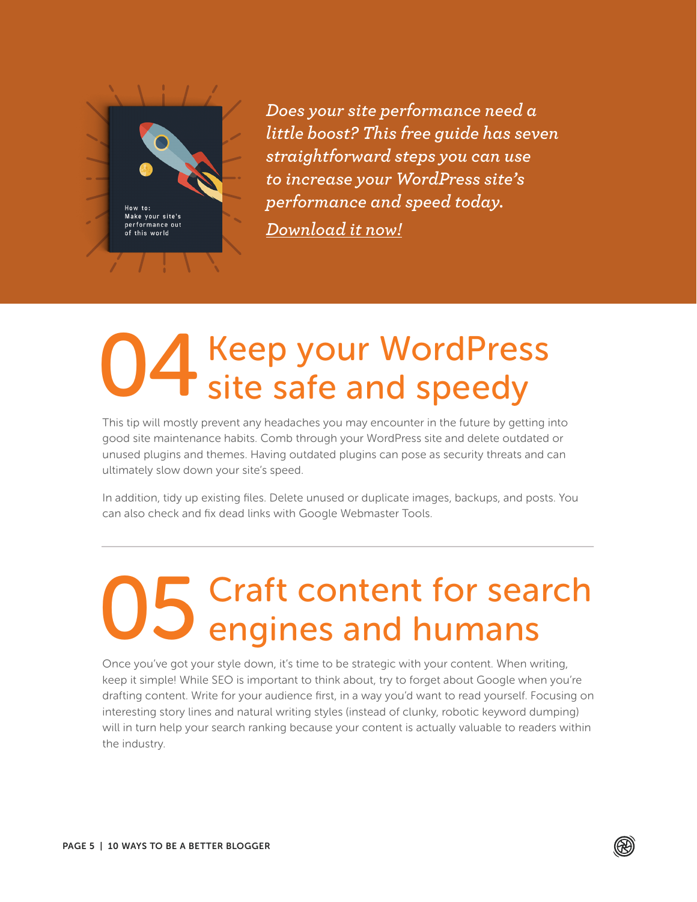*Does your site performance need a little boost? This free guide has seven straightforward steps you can use to increase your WordPress site's performance and speed today.*

*Download it now!*

## 04 Keep your WordPress site safe and speedy

This tip will mostly prevent any headaches you may encounter in the future by getting into good site maintenance habits. Comb through your WordPress site and delete outdated or unused plugins and themes. Having outdated plugins can pose as security threats and can ultimately slow down your site's speed.

In addition, tidy up existing files. Delete unused or duplicate images, backups, and posts. You can also check and fix dead links with Google Webmaster Tools.

---

## 05 Craft content for search engines and humans

Once you've got your style down, it's time to be strategic with your content. When writing, keep it simple! While SEO is important to think about, try to forget about Google when you're drafting content. Write for your audience first, in a way you'd want to read yourself. Focusing on interesting story lines and natural writing styles (instead of clunky, robotic keyword dumping) will in turn help your search ranking because your content is actually valuable to readers within the industry.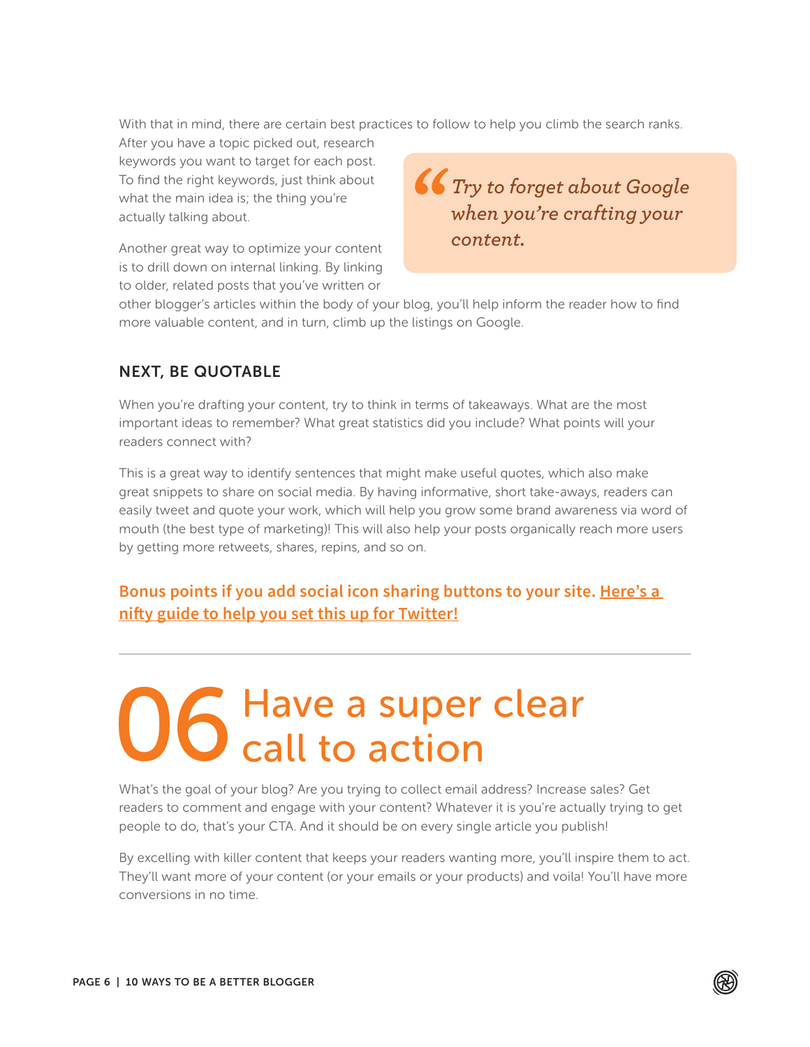With that in mind, there are certain best practices to follow to help you climb the search ranks. After you have a topic picked out, research keywords you want to target for each post. To find the right keywords, just think about what the main idea is; the thing you're actually talking about.

> *"Try to forget about Google when you're crafting your content.*

Another great way to optimize your content is to drill down on internal linking. By linking to older, related posts that you've written or other blogger's articles within the body of your blog, you'll help inform the reader how to find more valuable content, and in turn, climb up the listings on Google.

### NEXT, BE QUOTABLE

When you're drafting your content, try to think in terms of takeaways. What are the most important ideas to remember? What great statistics did you include? What points will your readers connect with?

This is a great way to identify sentences that might make useful quotes, which also make great snippets to share on social media. By having informative, short take-aways, readers can easily tweet and quote your work, which will help you grow some brand awareness via word of mouth (the best type of marketing)! This will also help your posts organically reach more users by getting more retweets, shares, repins, and so on.

**Bonus points if you add social icon sharing buttons to your site. Here's a nifty guide to help you set this up for Twitter!**

---

## 06 Have a super clear call to action

What's the goal of your blog? Are you trying to collect email address? Increase sales? Get readers to comment and engage with your content? Whatever it is you're actually trying to get people to do, that's your CTA. And it should be on every single article you publish!

By excelling with killer content that keeps your readers wanting more, you'll inspire them to act. They'll want more of your content (or your emails or your products) and voila! You'll have more conversions in no time.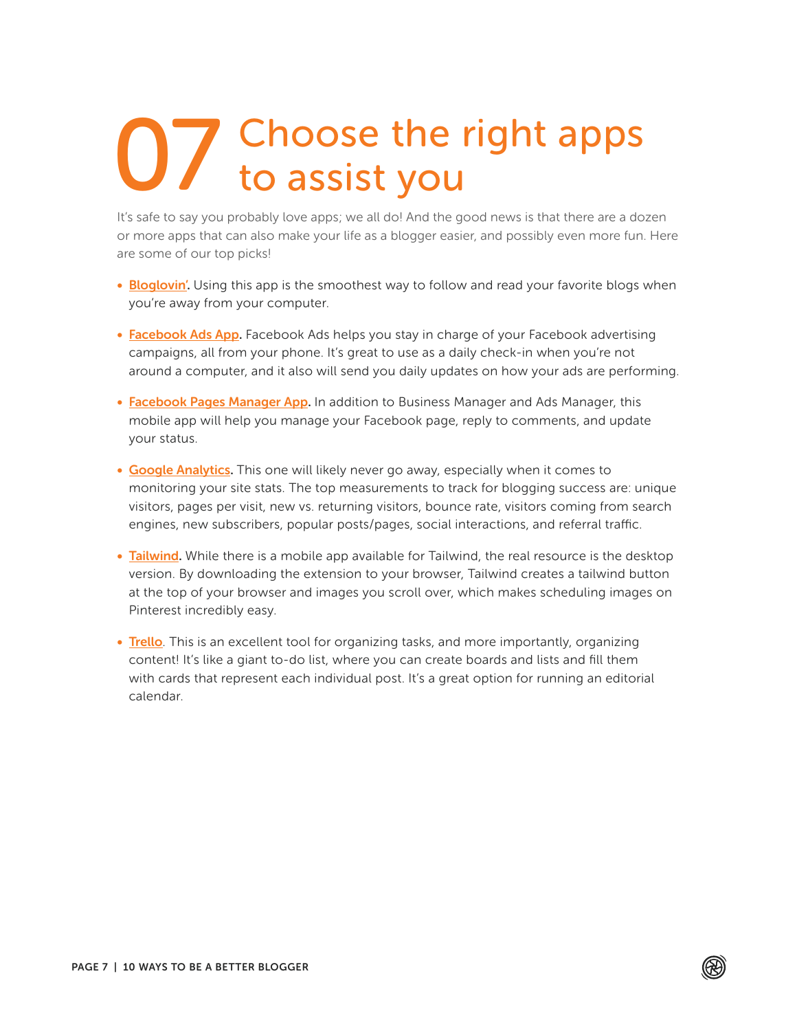# 07 Choose the right apps to assist you

It's safe to say you probably love apps; we all do! And the good news is that there are a dozen or more apps that can also make your life as a blogger easier, and possibly even more fun. Here are some of our top picks!

- **Bloglovin'.** Using this app is the smoothest way to follow and read your favorite blogs when you're away from your computer.
- **Facebook Ads App.** Facebook Ads helps you stay in charge of your Facebook advertising campaigns, all from your phone. It's great to use as a daily check-in when you're not around a computer, and it also will send you daily updates on how your ads are performing.
- **Facebook Pages Manager App.** In addition to Business Manager and Ads Manager, this mobile app will help you manage your Facebook page, reply to comments, and update your status.
- **Google Analytics.** This one will likely never go away, especially when it comes to monitoring your site stats. The top measurements to track for blogging success are: unique visitors, pages per visit, new vs. returning visitors, bounce rate, visitors coming from search engines, new subscribers, popular posts/pages, social interactions, and referral traffic.
- **Tailwind.** While there is a mobile app available for Tailwind, the real resource is the desktop version. By downloading the extension to your browser, Tailwind creates a tailwind button at the top of your browser and images you scroll over, which makes scheduling images on Pinterest incredibly easy.
- **Trello**. This is an excellent tool for organizing tasks, and more importantly, organizing content! It's like a giant to-do list, where you can create boards and lists and fill them with cards that represent each individual post. It's a great option for running an editorial calendar.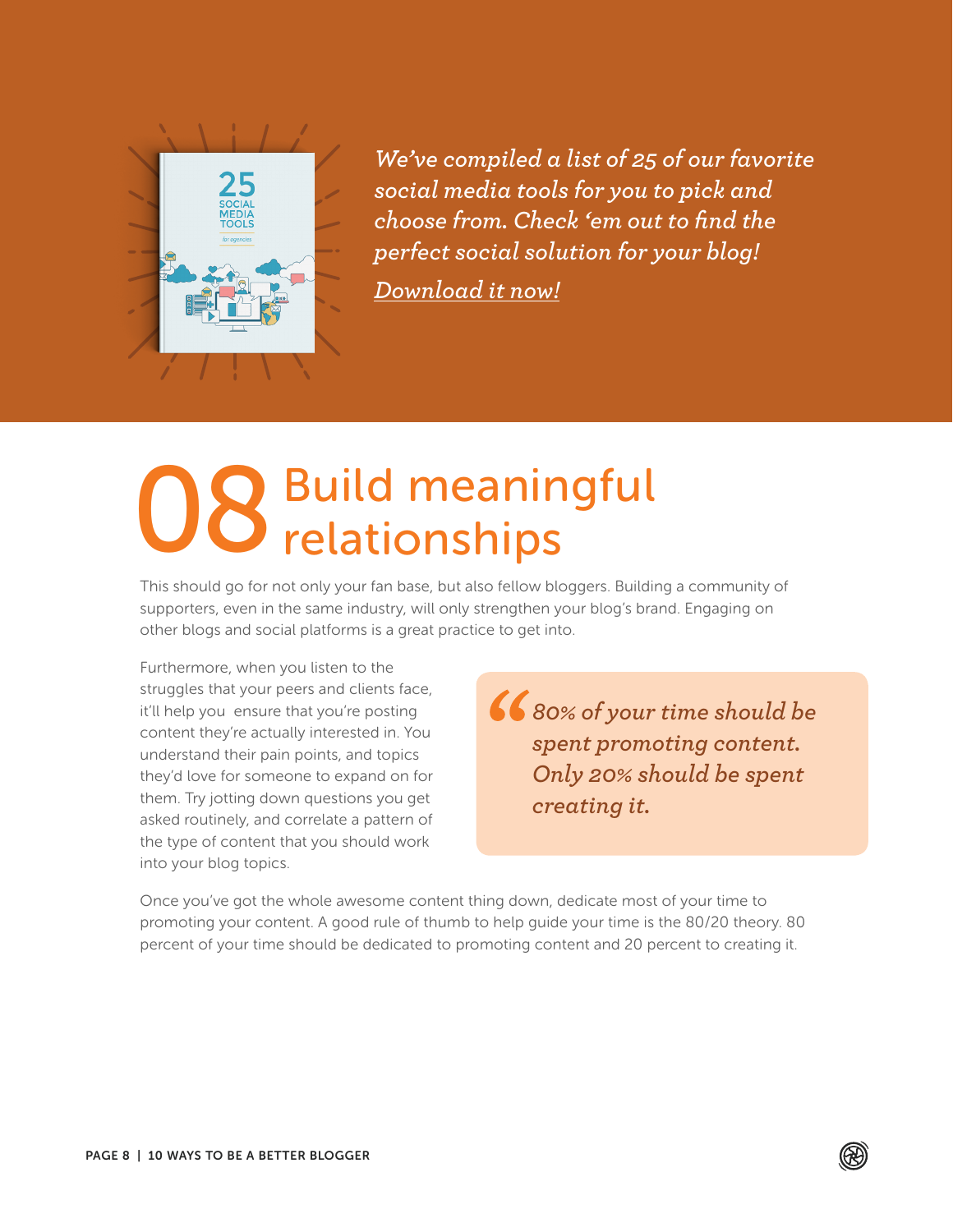*We've compiled a list of 25 of our favorite social media tools for you to pick and choose from. Check 'em out to find the perfect social solution for your blog!*

*Download it now!*

# 08 Build meaningful relationships

This should go for not only your fan base, but also fellow bloggers. Building a community of supporters, even in the same industry, will only strengthen your blog's brand. Engaging on other blogs and social platforms is a great practice to get into.

Furthermore, when you listen to the struggles that your peers and clients face, it'll help you ensure that you're posting content they're actually interested in. You understand their pain points, and topics they'd love for someone to expand on for them. Try jotting down questions you get asked routinely, and correlate a pattern of the type of content that you should work into your blog topics.

> *"80% of your time should be spent promoting content. Only 20% should be spent creating it.*

Once you've got the whole awesome content thing down, dedicate most of your time to promoting your content. A good rule of thumb to help guide your time is the 80/20 theory. 80 percent of your time should be dedicated to promoting content and 20 percent to creating it.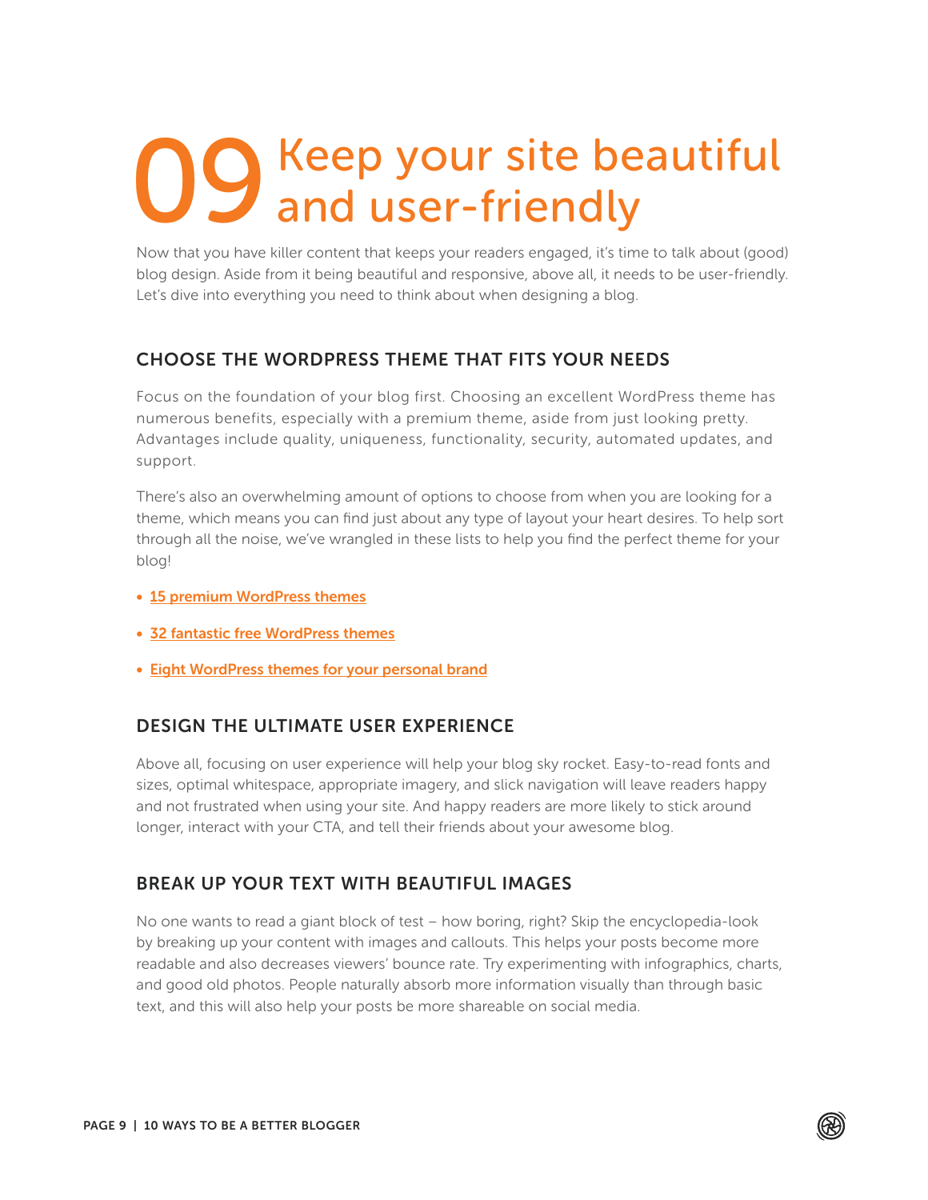# 09 Keep your site beautiful and user-friendly

Now that you have killer content that keeps your readers engaged, it's time to talk about (good) blog design. Aside from it being beautiful and responsive, above all, it needs to be user-friendly. Let's dive into everything you need to think about when designing a blog.

## CHOOSE THE WORDPRESS THEME THAT FITS YOUR NEEDS

Focus on the foundation of your blog first. Choosing an excellent WordPress theme has numerous benefits, especially with a premium theme, aside from just looking pretty. Advantages include quality, uniqueness, functionality, security, automated updates, and support.

There's also an overwhelming amount of options to choose from when you are looking for a theme, which means you can find just about any type of layout your heart desires. To help sort through all the noise, we've wrangled in these lists to help you find the perfect theme for your blog!

- 15 premium WordPress themes
- 32 fantastic free WordPress themes
- Eight WordPress themes for your personal brand

## DESIGN THE ULTIMATE USER EXPERIENCE

Above all, focusing on user experience will help your blog sky rocket. Easy-to-read fonts and sizes, optimal whitespace, appropriate imagery, and slick navigation will leave readers happy and not frustrated when using your site. And happy readers are more likely to stick around longer, interact with your CTA, and tell their friends about your awesome blog.

## BREAK UP YOUR TEXT WITH BEAUTIFUL IMAGES

No one wants to read a giant block of test – how boring, right? Skip the encyclopedia-look by breaking up your content with images and callouts. This helps your posts become more readable and also decreases viewers' bounce rate. Try experimenting with infographics, charts, and good old photos. People naturally absorb more information visually than through basic text, and this will also help your posts be more shareable on social media.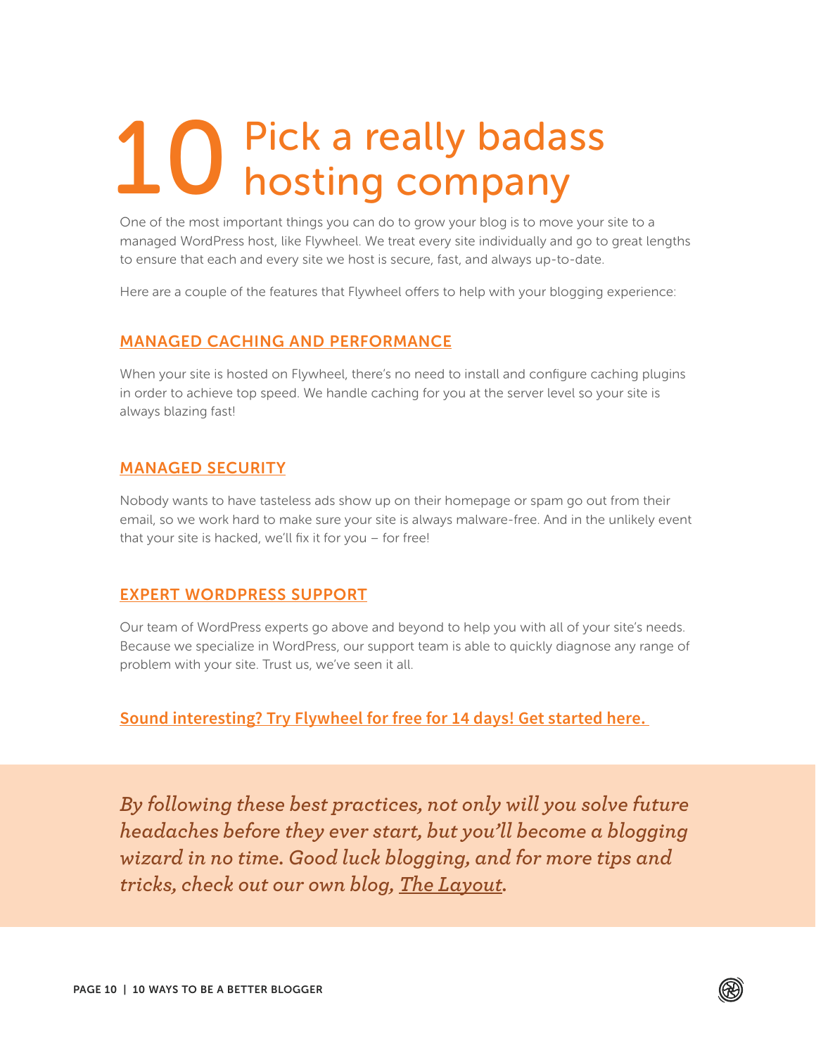# 10 Pick a really badass hosting company

One of the most important things you can do to grow your blog is to move your site to a managed WordPress host, like Flywheel. We treat every site individually and go to great lengths to ensure that each and every site we host is secure, fast, and always up-to-date.

Here are a couple of the features that Flywheel offers to help with your blogging experience:

## MANAGED CACHING AND PERFORMANCE

When your site is hosted on Flywheel, there's no need to install and configure caching plugins in order to achieve top speed. We handle caching for you at the server level so your site is always blazing fast!

## MANAGED SECURITY

Nobody wants to have tasteless ads show up on their homepage or spam go out from their email, so we work hard to make sure your site is always malware-free. And in the unlikely event that your site is hacked, we'll fix it for you – for free!

## EXPERT WORDPRESS SUPPORT

Our team of WordPress experts go above and beyond to help you with all of your site's needs. Because we specialize in WordPress, our support team is able to quickly diagnose any range of problem with your site. Trust us, we've seen it all.

**Sound interesting? Try Flywheel for free for 14 days! Get started here.**

*By following these best practices, not only will you solve future headaches before they ever start, but you'll become a blogging wizard in no time. Good luck blogging, and for more tips and tricks, check out our own blog, The Layout.*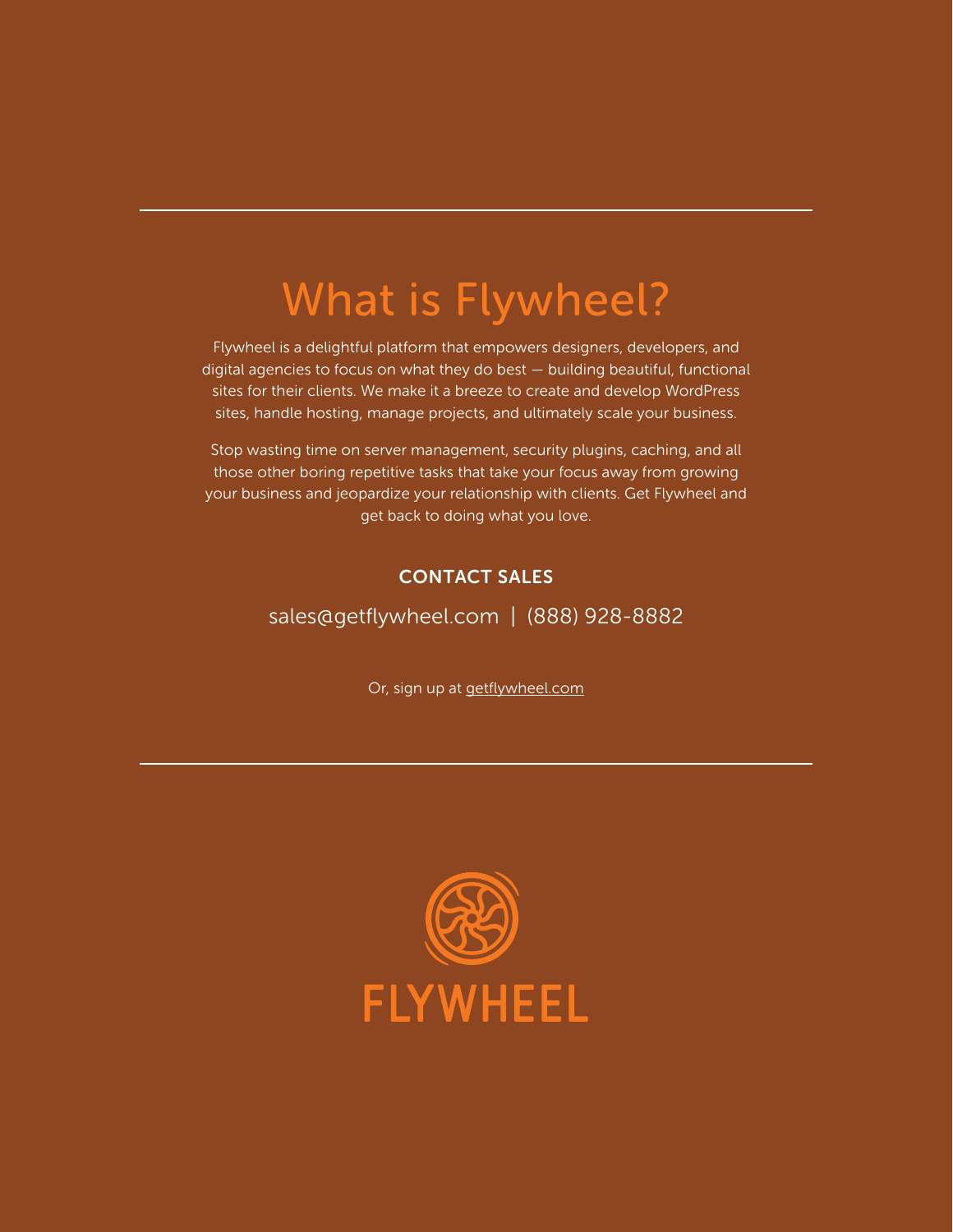# What is Flywheel?

Flywheel is a delightful platform that empowers designers, developers, and digital agencies to focus on what they do best — building beautiful, functional sites for their clients. We make it a breeze to create and develop WordPress sites, handle hosting, manage projects, and ultimately scale your business.

Stop wasting time on server management, security plugins, caching, and all those other boring repetitive tasks that take your focus away from growing your business and jeopardize your relationship with clients. Get Flywheel and get back to doing what you love.

**CONTACT SALES**

sales@getflywheel.com | (888) 928-8882

Or, sign up at getflywheel.com

FLYWHEEL